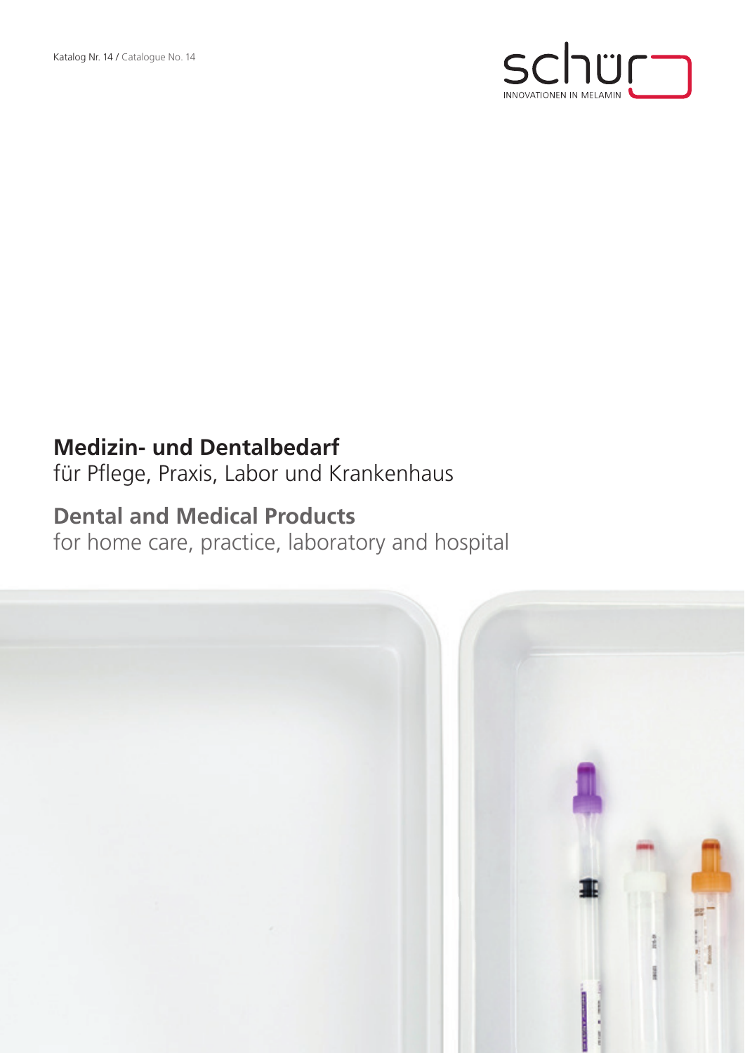Katalog Nr. 14 / Catalogue No. 14

schür
INNOVATIONEN IN MELAMIN

# Medizin- und Dentalbedarf

für Pflege, Praxis, Labor und Krankenhaus

# Dental and Medical Products

for home care, practice, laboratory and hospital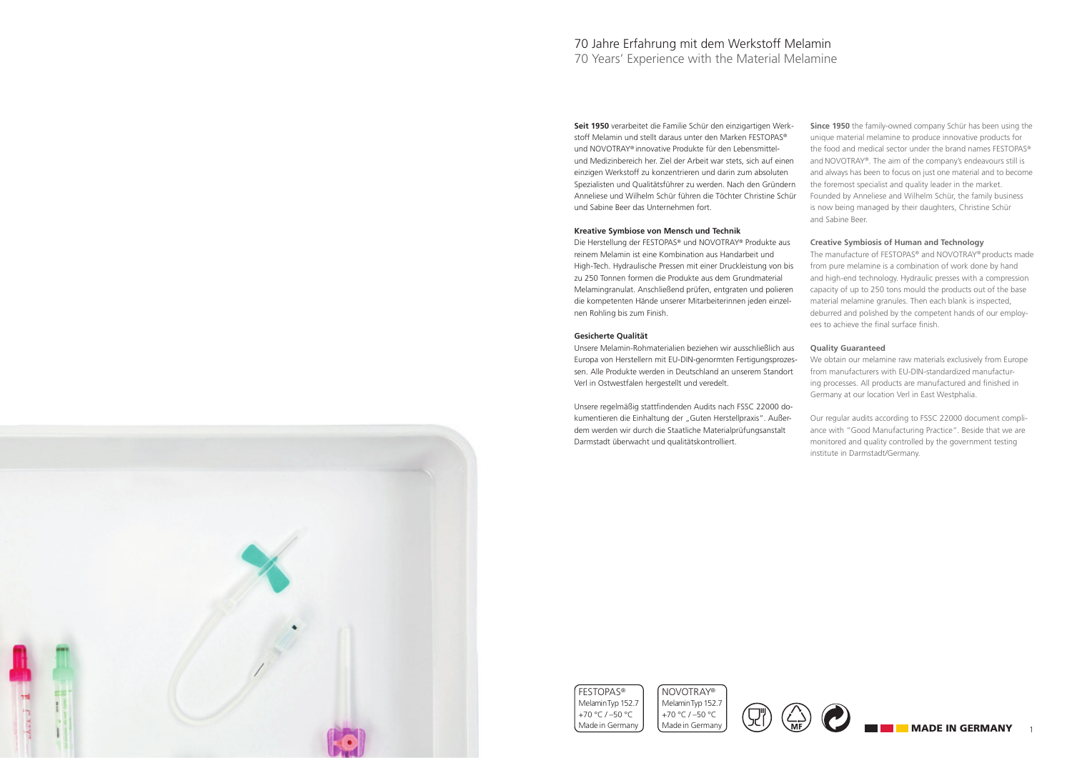# 70 Jahre Erfahrung mit dem Werkstoff Melamin

## 70 Years' Experience with the Material Melamine

**Seit 1950** verarbeitet die Familie Schür den einzigartigen Werkstoff Melamin und stellt daraus unter den Marken FESTOPAS® und NOVOTRAY® innovative Produkte für den Lebensmittel- und Medizinbereich her. Ziel der Arbeit war stets, sich auf einen einzigen Werkstoff zu konzentrieren und darin zum absoluten Spezialisten und Qualitätsführer zu werden. Nach den Gründern Anneliese und Wilhelm Schür führen die Töchter Christine Schür und Sabine Beer das Unternehmen fort.

**Kreative Symbiose von Mensch und Technik**

Die Herstellung der FESTOPAS® und NOVOTRAY® Produkte aus reinem Melamin ist eine Kombination aus Handarbeit und High-Tech. Hydraulische Pressen mit einer Druckleistung von bis zu 250 Tonnen formen die Produkte aus dem Grundmaterial Melamingranulat. Anschließend prüfen, entgraten und polieren die kompetenten Hände unserer Mitarbeiterinnen jeden einzelnen Rohling bis zum Finish.

**Gesicherte Qualität**

Unsere Melamin-Rohmaterialien beziehen wir ausschließlich aus Europa von Herstellern mit EU-DIN-genormten Fertigungsprozessen. Alle Produkte werden in Deutschland an unserem Standort Verl in Ostwestfalen hergestellt und veredelt.

Unsere regelmäßig stattfindenden Audits nach FSSC 22000 dokumentieren die Einhaltung der „Guten Herstellpraxis". Außerdem werden wir durch die Staatliche Materialprüfungsanstalt Darmstadt überwacht und qualitätskontrolliert.

**Since 1950** the family-owned company Schür has been using the unique material melamine to produce innovative products for the food and medical sector under the brand names FESTOPAS® and NOVOTRAY®. The aim of the company's endeavours still is and always has been to focus on just one material and to become the foremost specialist and quality leader in the market. Founded by Anneliese and Wilhelm Schür, the family business is now being managed by their daughters, Christine Schür and Sabine Beer.

**Creative Symbiosis of Human and Technology**

The manufacture of FESTOPAS® and NOVOTRAY® products made from pure melamine is a combination of work done by hand and high-end technology. Hydraulic presses with a compression capacity of up to 250 tons mould the products out of the base material melamine granules. Then each blank is inspected, deburred and polished by the competent hands of our employees to achieve the final surface finish.

**Quality Guaranteed**

We obtain our melamine raw materials exclusively from Europe from manufacturers with EU-DIN-standardized manufacturing processes. All products are manufactured and finished in Germany at our location Verl in East Westphalia.

Our regular audits according to FSSC 22000 document compliance with "Good Manufacturing Practice". Beside that we are monitored and quality controlled by the government testing institute in Darmstadt/Germany.

FESTOPAS®
Melamin Typ 152.7
+70 °C / –50 °C
Made in Germany

NOVOTRAY®
Melamin Typ 152.7
+70 °C / –50 °C
Made in Germany

MF

**MADE IN GERMANY**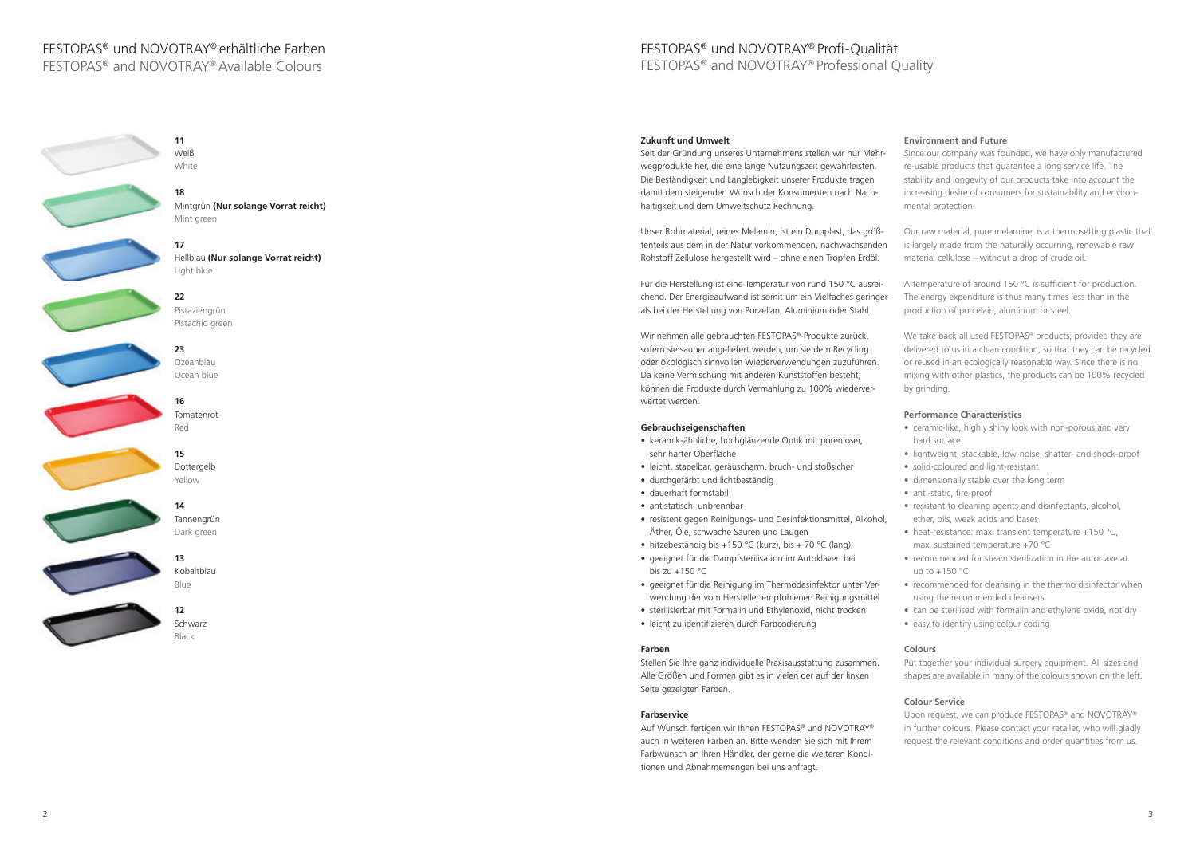# FESTOPAS® und NOVOTRAY® erhältliche Farben

## FESTOPAS® and NOVOTRAY® Available Colours

**11**
Weiß
White

**18**
Mintgrün **(Nur solange Vorrat reicht)**
Mint green

**17**
Hellblau **(Nur solange Vorrat reicht)**
Light blue

**22**
Pistaziengrün
Pistachio green

**23**
Ozeanblau
Ocean blue

**16**
Tomatenrot
Red

**15**
Dottergelb
Yellow

**14**
Tannengrün
Dark green

**13**
Kobaltblau
Blue

**12**
Schwarz
Black

# FESTOPAS® und NOVOTRAY® Profi-Qualität

## FESTOPAS® and NOVOTRAY® Professional Quality

**Zukunft und Umwelt**

Seit der Gründung unseres Unternehmens stellen wir nur Mehrwegprodukte her, die eine lange Nutzungszeit gewährleisten. Die Beständigkeit und Langlebigkeit unserer Produkte tragen damit dem steigenden Wunsch der Konsumenten nach Nachhaltigkeit und dem Umweltschutz Rechnung.

Unser Rohmaterial, reines Melamin, ist ein Duroplast, das größtenteils aus dem in der Natur vorkommenden, nachwachsenden Rohstoff Zellulose hergestellt wird – ohne einen Tropfen Erdöl.

Für die Herstellung ist eine Temperatur von rund 150 °C ausreichend. Der Energieaufwand ist somit um ein Vielfaches geringer als bei der Herstellung von Porzellan, Aluminium oder Stahl.

Wir nehmen alle gebrauchten FESTOPAS®-Produkte zurück, sofern sie sauber angeliefert werden, um sie dem Recycling oder ökologisch sinnvollen Wiederverwendungen zuzuführen. Da keine Vermischung mit anderen Kunststoffen besteht, können die Produkte durch Vermahlung zu 100% wiederverwertet werden.

**Gebrauchseigenschaften**

- keramik-ähnliche, hochglänzende Optik mit porenloser, sehr harter Oberfläche
- leicht, stapelbar, geräuscharm, bruch- und stoßsicher
- durchgefärbt und lichtbeständig
- dauerhaft formstabil
- antistatisch, unbrennbar
- resistent gegen Reinigungs- und Desinfektionsmittel, Alkohol, Äther, Öle, schwache Säuren und Laugen
- hitzebeständig bis +150 °C (kurz), bis + 70 °C (lang)
- geeignet für die Dampfsterilisation im Autoklaven bei bis zu +150 °C
- geeignet für die Reinigung im Thermodesinfektor unter Verwendung der vom Hersteller empfohlenen Reinigungsmittel
- sterilisierbar mit Formalin und Ethylenoxid, nicht trocken
- leicht zu identifizieren durch Farbcodierung

**Farben**

Stellen Sie Ihre ganz individuelle Praxisausstattung zusammen. Alle Größen und Formen gibt es in vielen der auf der linken Seite gezeigten Farben.

**Farbservice**

Auf Wunsch fertigen wir Ihnen FESTOPAS® und NOVOTRAY® auch in weiteren Farben an. Bitte wenden Sie sich mit Ihrem Farbwunsch an Ihren Händler, der gerne die weiteren Konditionen und Abnahmemengen bei uns anfragt.

**Environment and Future**

Since our company was founded, we have only manufactured re-usable products that guarantee a long service life. The stability and longevity of our products take into account the increasing desire of consumers for sustainability and environmental protection.

Our raw material, pure melamine, is a thermosetting plastic that is largely made from the naturally occurring, renewable raw material cellulose – without a drop of crude oil.

A temperature of around 150 °C is sufficient for production. The energy expenditure is thus many times less than in the production of porcelain, aluminum or steel.

We take back all used FESTOPAS® products, provided they are delivered to us in a clean condition, so that they can be recycled or reused in an ecologically reasonable way. Since there is no mixing with other plastics, the products can be 100% recycled by grinding.

**Performance Characteristics**

- ceramic-like, highly shiny look with non-porous and very hard surface
- lightweight, stackable, low-noise, shatter- and shock-proof
- solid-coloured and light-resistant
- dimensionally stable over the long term
- anti-static, fire-proof
- resistant to cleaning agents and disinfectants, alcohol, ether, oils, weak acids and bases
- heat-resistance: max. transient temperature +150 °C, max. sustained temperature +70 °C
- recommended for steam sterilization in the autoclave at up to +150 °C
- recommended for cleansing in the thermo disinfector when using the recommended cleansers
- can be sterilised with formalin and ethylene oxide, not dry
- easy to identify using colour coding

**Colours**

Put together your individual surgery equipment. All sizes and shapes are available in many of the colours shown on the left.

**Colour Service**

Upon request, we can produce FESTOPAS® and NOVOTRAY® in further colours. Please contact your retailer, who will gladly request the relevant conditions and order quantities from us.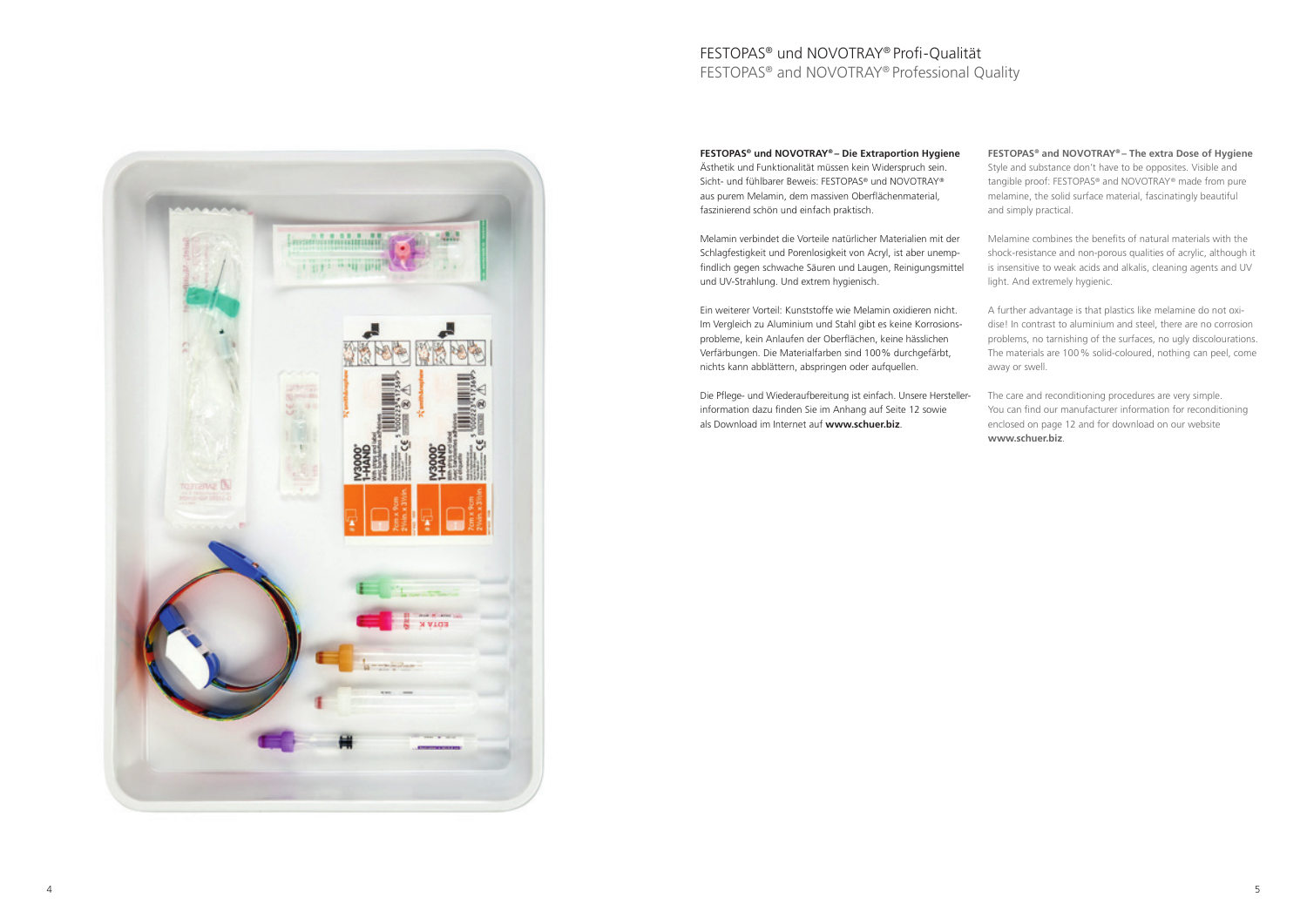# FESTOPAS® und NOVOTRAY® Profi-Qualität
FESTOPAS® and NOVOTRAY® Professional Quality

**FESTOPAS® und NOVOTRAY® – Die Extraportion Hygiene**
Ästhetik und Funktionalität müssen kein Widerspruch sein. Sicht- und fühlbarer Beweis: FESTOPAS® und NOVOTRAY® aus purem Melamin, dem massiven Oberflächenmaterial, faszinierend schön und einfach praktisch.

Melamin verbindet die Vorteile natürlicher Materialien mit der Schlagfestigkeit und Porenlosigkeit von Acryl, ist aber unempfindlich gegen schwache Säuren und Laugen, Reinigungsmittel und UV-Strahlung. Und extrem hygienisch.

Ein weiterer Vorteil: Kunststoffe wie Melamin oxidieren nicht. Im Vergleich zu Aluminium und Stahl gibt es keine Korrosionsprobleme, kein Anlaufen der Oberflächen, keine hässlichen Verfärbungen. Die Materialfarben sind 100% durchgefärbt, nichts kann abblättern, abspringen oder aufquellen.

Die Pflege- und Wiederaufbereitung ist einfach. Unsere Herstellerinformation dazu finden Sie im Anhang auf Seite 12 sowie als Download im Internet auf **www.schuer.biz**.

**FESTOPAS® and NOVOTRAY® – The extra Dose of Hygiene**
Style and substance don't have to be opposites. Visible and tangible proof: FESTOPAS® and NOVOTRAY® made from pure melamine, the solid surface material, fascinatingly beautiful and simply practical.

Melamine combines the benefits of natural materials with the shock-resistance and non-porous qualities of acrylic, although it is insensitive to weak acids and alkalis, cleaning agents and UV light. And extremely hygienic.

A further advantage is that plastics like melamine do not oxidise! In contrast to aluminium and steel, there are no corrosion problems, no tarnishing of the surfaces, no ugly discolourations. The materials are 100 % solid-coloured, nothing can peel, come away or swell.

The care and reconditioning procedures are very simple. You can find our manufacturer information for reconditioning enclosed on page 12 and for download on our website **www.schuer.biz**.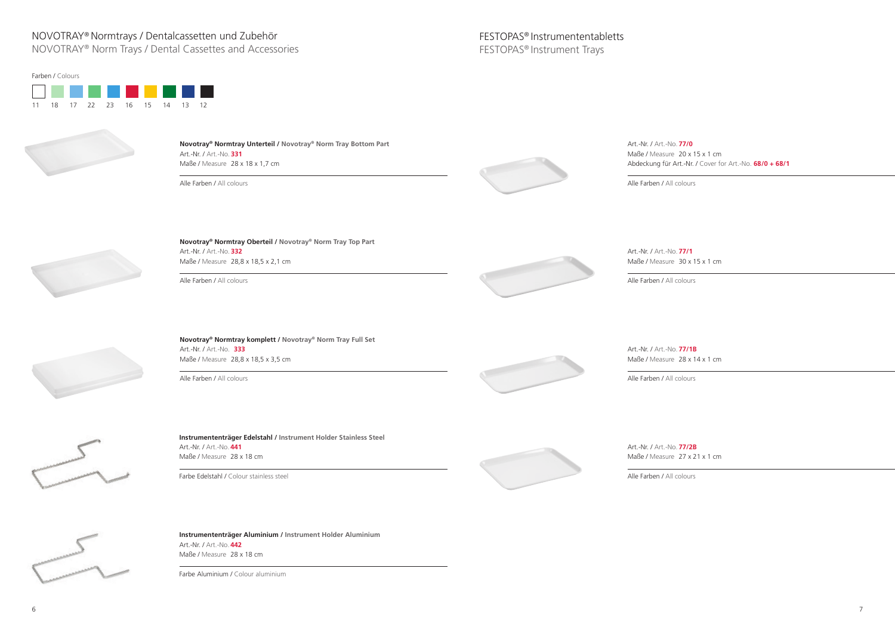## NOVOTRAY® Normtrays / Dentalcassetten und Zubehör
## NOVOTRAY® Norm Trays / Dental Cassettes and Accessories

Farben / Colours

11 18 17 22 23 16 15 14 13 12

**Novotray® Normtray Unterteil / Novotray® Norm Tray Bottom Part**
Art.-Nr. / Art.-No. **331**
Maße / Measure 28 x 18 x 1,7 cm

Alle Farben / All colours

**Novotray® Normtray Oberteil / Novotray® Norm Tray Top Part**
Art.-Nr. / Art.-No. **332**
Maße / Measure 28,8 x 18,5 x 2,1 cm

Alle Farben / All colours

**Novotray® Normtray komplett / Novotray® Norm Tray Full Set**
Art.-Nr. / Art.-No. **333**
Maße / Measure 28,8 x 18,5 x 3,5 cm

Alle Farben / All colours

**Instrumententräger Edelstahl / Instrument Holder Stainless Steel**
Art.-Nr. / Art.-No. **441**
Maße / Measure 28 x 18 cm

Farbe Edelstahl / Colour stainless steel

**Instrumententräger Aluminium / Instrument Holder Aluminium**
Art.-Nr. / Art.-No. **442**
Maße / Measure 28 x 18 cm

Farbe Aluminium / Colour aluminium

## FESTOPAS® Instrumententabletts
## FESTOPAS® Instrument Trays

Art.-Nr. / Art.-No. **77/0**
Maße / Measure 20 x 15 x 1 cm
Abdeckung für Art.-Nr. / Cover for Art.-No. **68/0 + 68/1**

Alle Farben / All colours

Art.-Nr. / Art.-No. **77/1**
Maße / Measure 30 x 15 x 1 cm

Alle Farben / All colours

Art.-Nr. / Art.-No. **77/1B**
Maße / Measure 28 x 14 x 1 cm

Alle Farben / All colours

Art.-Nr. / Art.-No. **77/2B**
Maße / Measure 27 x 21 x 1 cm

Alle Farben / All colours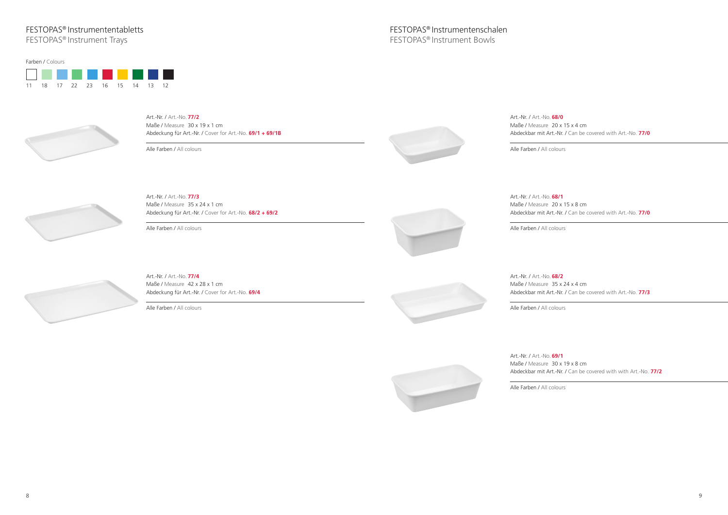## FESTOPAS® Instrumententabletts
## FESTOPAS® Instrument Trays

Farben / Colours

11 18 17 22 23 16 15 14 13 12

Art.-Nr. / Art.-No. **77/2**
Maße / Measure 30 x 19 x 1 cm
Abdeckung für Art.-Nr. / Cover for Art.-No. **69/1 + 69/1B**

Alle Farben / All colours

Art.-Nr. / Art.-No. **77/3**
Maße / Measure 35 x 24 x 1 cm
Abdeckung für Art.-Nr. / Cover for Art.-No. **68/2 + 69/2**

Alle Farben / All colours

Art.-Nr. / Art.-No. **77/4**
Maße / Measure 42 x 28 x 1 cm
Abdeckung für Art.-Nr. / Cover for Art.-No. **69/4**

Alle Farben / All colours

## FESTOPAS® Instrumentenschalen
## FESTOPAS® Instrument Bowls

Art.-Nr. / Art.-No. **68/0**
Maße / Measure 20 x 15 x 4 cm
Abdeckbar mit Art.-Nr. / Can be covered with Art.-No. **77/0**

Alle Farben / All colours

Art.-Nr. / Art.-No. **68/1**
Maße / Measure 20 x 15 x 8 cm
Abdeckbar mit Art.-Nr. / Can be covered with Art.-No. **77/0**

Alle Farben / All colours

Art.-Nr. / Art.-No. **68/2**
Maße / Measure 35 x 24 x 4 cm
Abdeckbar mit Art.-Nr. / Can be covered with Art.-No. **77/3**

Alle Farben / All colours

Art.-Nr. / Art.-No. **69/1**
Maße / Measure 30 x 19 x 8 cm
Abdeckbar mit Art.-Nr. / Can be covered with with Art.-No. **77/2**

Alle Farben / All colours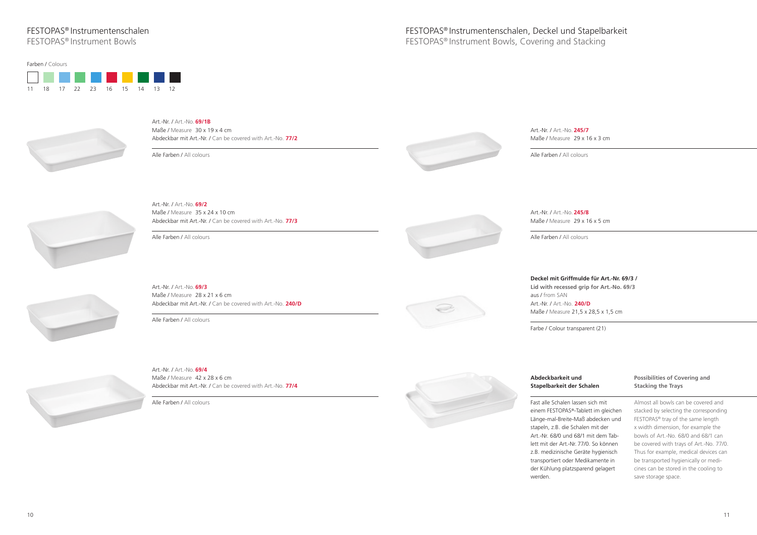# FESTOPAS® Instrumentenschalen
FESTOPAS® Instrument Bowls

Farben / Colours

11 18 17 22 23 16 15 14 13 12

Art.-Nr. / Art.-No. **69/1B**
Maße / Measure 30 x 19 x 4 cm
Abdeckbar mit Art.-Nr. / Can be covered with Art.-No. **77/2**

Alle Farben / All colours

Art.-Nr. / Art.-No. **69/2**
Maße / Measure 35 x 24 x 10 cm
Abdeckbar mit Art.-Nr. / Can be covered with Art.-No. **77/3**

Alle Farben / All colours

Art.-Nr. / Art.-No. **69/3**
Maße / Measure 28 x 21 x 6 cm
Abdeckbar mit Art.-Nr. / Can be covered with Art.-No. **240/D**

Alle Farben / All colours

Art.-Nr. / Art.-No. **69/4**
Maße / Measure 42 x 28 x 6 cm
Abdeckbar mit Art.-Nr. / Can be covered with Art.-No. **77/4**

Alle Farben / All colours

# FESTOPAS® Instrumentenschalen, Deckel und Stapelbarkeit
FESTOPAS® Instrument Bowls, Covering and Stacking

Art.-Nr. / Art.-No. **245/7**
Maße / Measure 29 x 16 x 3 cm

Alle Farben / All colours

Art.-Nr. / Art.-No. **245/8**
Maße / Measure 29 x 16 x 5 cm

Alle Farben / All colours

**Deckel mit Griffmulde für Art.-Nr. 69/3 /**
**Lid with recessed grip for Art.-No. 69/3**
aus / from SAN
Art.-Nr. / Art.-No. **240/D**
Maße / Measure 21,5 x 28,5 x 1,5 cm

Farbe / Colour transparent (21)

**Abdeckbarkeit und Stapelbarkeit der Schalen**

Fast alle Schalen lassen sich mit einem FESTOPAS®-Tablett im gleichen Länge-mal-Breite-Maß abdecken und stapeln, z.B. die Schalen mit der Art.-Nr. 68/0 und 68/1 mit dem Tablett mit der Art.-Nr. 77/0. So können z.B. medizinische Geräte hygienisch transportiert oder Medikamente in der Kühlung platzsparend gelagert werden.

**Possibilities of Covering and Stacking the Trays**

Almost all bowls can be covered and stacked by selecting the corresponding FESTOPAS® tray of the same length x width dimension, for example the bowls of Art.-No. 68/0 and 68/1 can be covered with trays of Art.-No. 77/0. Thus for example, medical devices can be transported hygienically or medicines can be stored in the cooling to save storage space.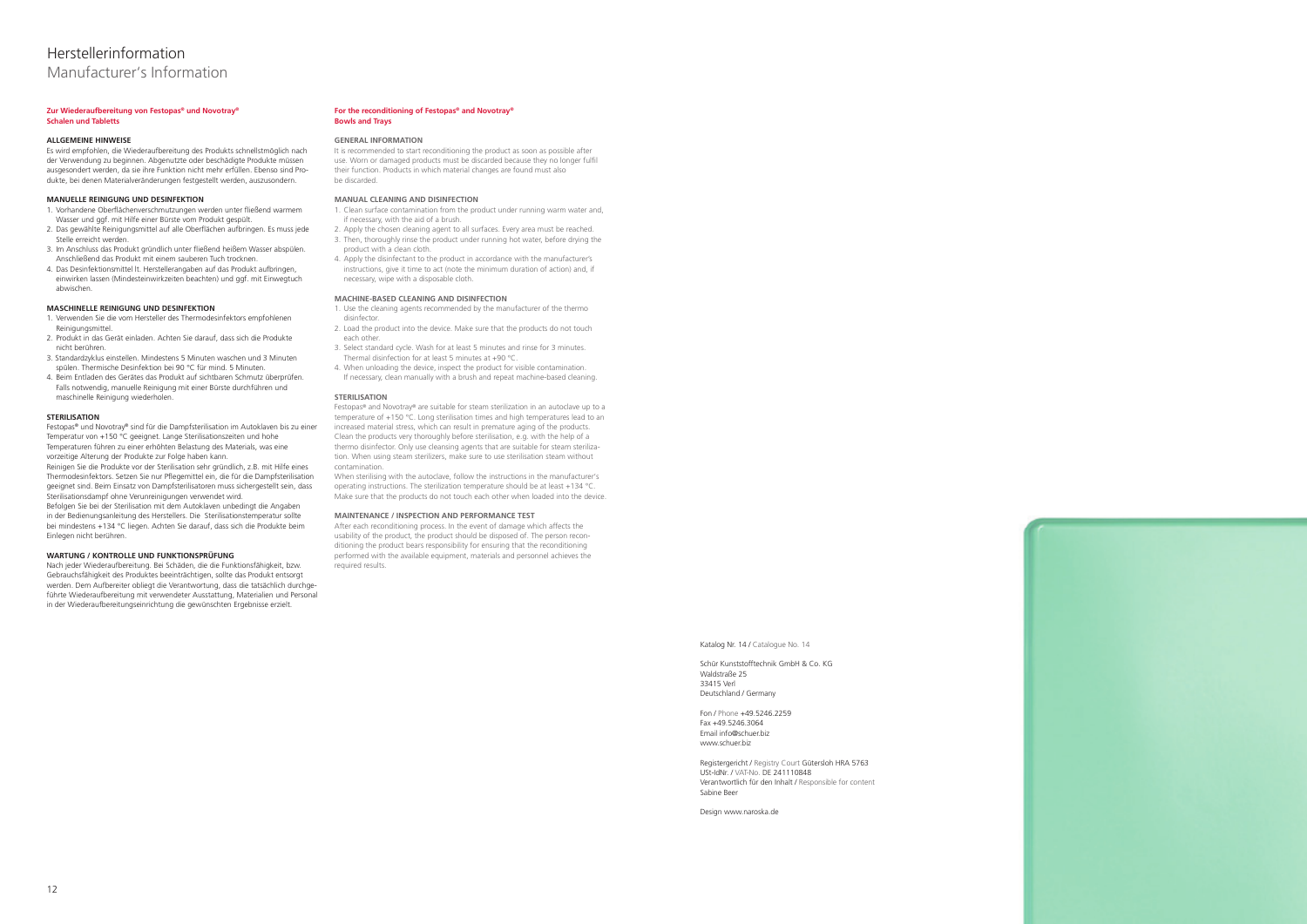# Herstellerinformation
## Manufacturer's Information

**Zur Wiederaufbereitung von Festopas® und Novotray® Schalen und Tabletts**

### ALLGEMEINE HINWEISE

Es wird empfohlen, die Wiederaufbereitung des Produkts schnellstmöglich nach der Verwendung zu beginnen. Abgenutzte oder beschädigte Produkte müssen ausgesondert werden, da sie ihre Funktion nicht mehr erfüllen. Ebenso sind Produkte, bei denen Materialveränderungen festgestellt werden, auszusondern.

### MANUELLE REINIGUNG UND DESINFEKTION

1. Vorhandene Oberflächenverschmutzungen werden unter fließend warmem Wasser und ggf. mit Hilfe einer Bürste vom Produkt gespült.
2. Das gewählte Reinigungsmittel auf alle Oberflächen aufbringen. Es muss jede Stelle erreicht werden.
3. Im Anschluss das Produkt gründlich unter fließend heißem Wasser abspülen. Anschließend das Produkt mit einem sauberen Tuch trocknen.
4. Das Desinfektionsmittel lt. Herstellerangaben auf das Produkt aufbringen, einwirken lassen (Mindesteinwirkzeiten beachten) und ggf. mit Einwegtuch abwischen.

### MASCHINELLE REINIGUNG UND DESINFEKTION

1. Verwenden Sie die vom Hersteller des Thermodesinfektors empfohlenen Reinigungsmittel.
2. Produkt in das Gerät einladen. Achten Sie darauf, dass sich die Produkte nicht berühren.
3. Standardzyklus einstellen. Mindestens 5 Minuten waschen und 3 Minuten spülen. Thermische Desinfektion bei 90 °C für mind. 5 Minuten.
4. Beim Entladen des Gerätes das Produkt auf sichtbaren Schmutz überprüfen. Falls notwendig, manuelle Reinigung mit einer Bürste durchführen und maschinelle Reinigung wiederholen.

### STERILISATION

Festopas® und Novotray® sind für die Dampfsterilisation im Autoklaven bis zu einer Temperatur von +150 °C geeignet. Lange Sterilisationszeiten und hohe Temperaturen führen zu einer erhöhten Belastung des Materials, was eine vorzeitige Alterung der Produkte zur Folge haben kann.

Reinigen Sie die Produkte vor der Sterilisation sehr gründlich, z.B. mit Hilfe eines Thermodesinfektors. Setzen Sie nur Pflegemittel ein, die für die Dampfsterilisation geeignet sind. Beim Einsatz von Dampfsterilisatoren muss sichergestellt sein, dass Sterilisationsdampf ohne Verunreinigungen verwendet wird.

Befolgen Sie bei der Sterilisation mit dem Autoklaven unbedingt die Angaben in der Bedienungsanleitung des Herstellers. Die Sterilisationstemperatur sollte bei mindestens +134 °C liegen. Achten Sie darauf, dass sich die Produkte beim Einlegen nicht berühren.

### WARTUNG / KONTROLLE UND FUNKTIONSPRÜFUNG

Nach jeder Wiederaufbereitung. Bei Schäden, die die Funktionsfähigkeit, bzw. Gebrauchsfähigkeit des Produktes beeinträchtigen, sollte das Produkt entsorgt werden. Dem Aufbereiter obliegt die Verantwortung, dass die tatsächlich durchgeführte Wiederaufbereitung mit verwendeter Ausstattung, Materialien und Personal in der Wiederaufbereitungseinrichtung die gewünschten Ergebnisse erzielt.

**For the reconditioning of Festopas® and Novotray® Bowls and Trays**

### GENERAL INFORMATION

It is recommended to start reconditioning the product as soon as possible after use. Worn or damaged products must be discarded because they no longer fulfil their function. Products in which material changes are found must also be discarded.

### MANUAL CLEANING AND DISINFECTION

1. Clean surface contamination from the product under running warm water and, if necessary, with the aid of a brush.
2. Apply the chosen cleaning agent to all surfaces. Every area must be reached.
3. Then, thoroughly rinse the product under running hot water, before drying the product with a clean cloth.
4. Apply the disinfectant to the product in accordance with the manufacturer's instructions, give it time to act (note the minimum duration of action) and, if necessary, wipe with a disposable cloth.

### MACHINE-BASED CLEANING AND DISINFECTION

1. Use the cleaning agents recommended by the manufacturer of the thermo disinfector.
2. Load the product into the device. Make sure that the products do not touch each other.
3. Select standard cycle. Wash for at least 5 minutes and rinse for 3 minutes. Thermal disinfection for at least 5 minutes at +90 °C.
4. When unloading the device, inspect the product for visible contamination. If necessary, clean manually with a brush and repeat machine-based cleaning.

### STERILISATION

Festopas® and Novotray® are suitable for steam sterilization in an autoclave up to a temperature of +150 °C. Long sterilisation times and high temperatures lead to an increased material stress, which can result in premature aging of the products. Clean the products very thoroughly before sterilisation, e.g. with the help of a thermo disinfector. Only use cleansing agents that are suitable for steam sterilization. When using steam sterilizers, make sure to use sterilisation steam without contamination.

When sterilising with the autoclave, follow the instructions in the manufacturer's operating instructions. The sterilization temperature should be at least +134 °C. Make sure that the products do not touch each other when loaded into the device.

### MAINTENANCE / INSPECTION AND PERFORMANCE TEST

After each reconditioning process. In the event of damage which affects the usability of the product, the product should be disposed of. The person reconditioning the product bears responsibility for ensuring that the reconditioning performed with the available equipment, materials and personnel achieves the required results.

Katalog Nr. 14 / Catalogue No. 14

Schür Kunststofftechnik GmbH & Co. KG
Waldstraße 25
33415 Verl
Deutschland / Germany

Fon / Phone +49.5246.2259
Fax +49.5246.3064
Email info@schuer.biz
www.schuer.biz

Registergericht / Registry Court Gütersloh HRA 5763
USt-IdNr. / VAT-No. DE 241110848
Verantwortlich für den Inhalt / Responsible for content
Sabine Beer

Design www.naroska.de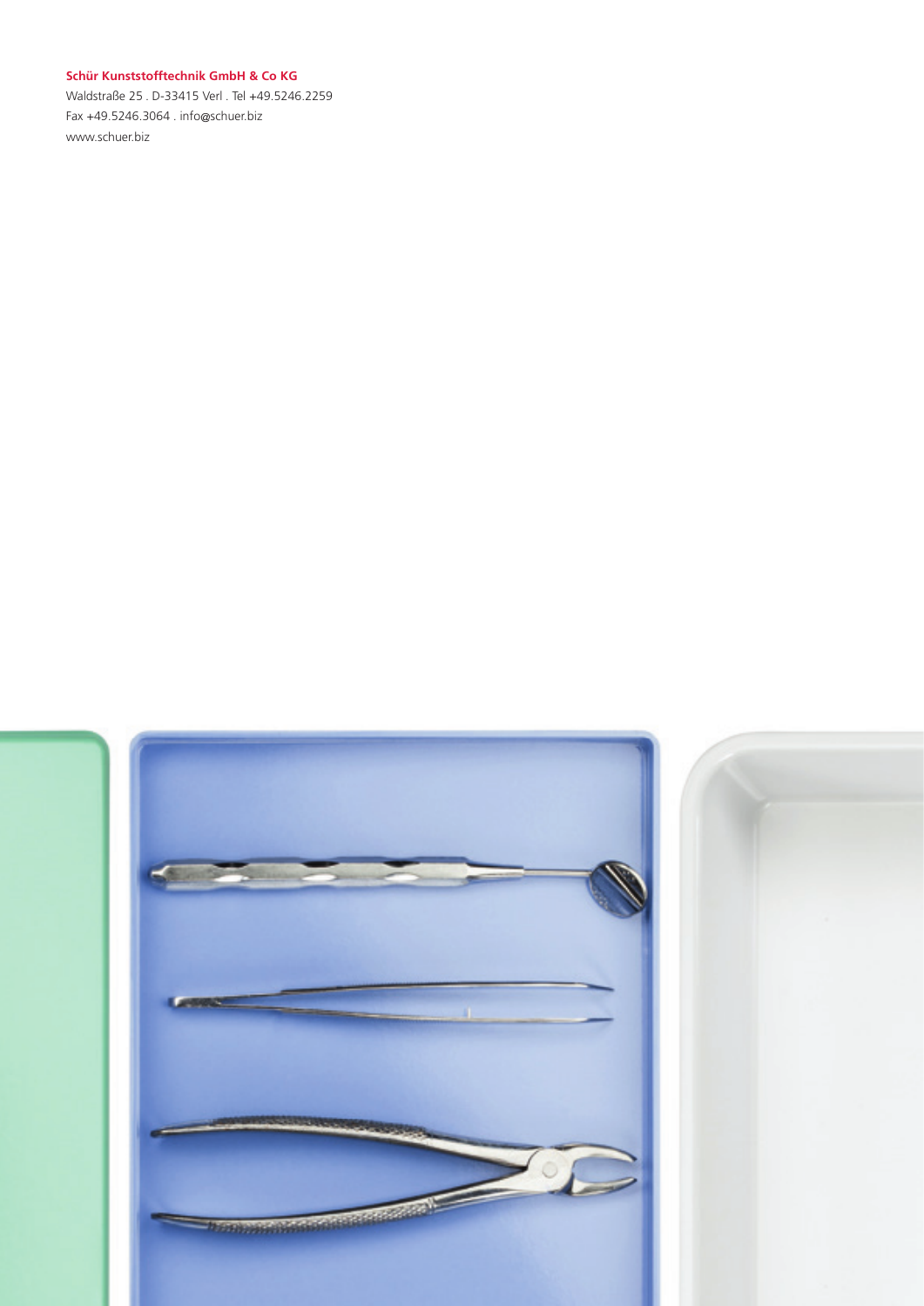**Schür Kunststofftechnik GmbH & Co KG**

Waldstraße 25 . D-33415 Verl . Tel +49.5246.2259

Fax +49.5246.3064 . info@schuer.biz

www.schuer.biz